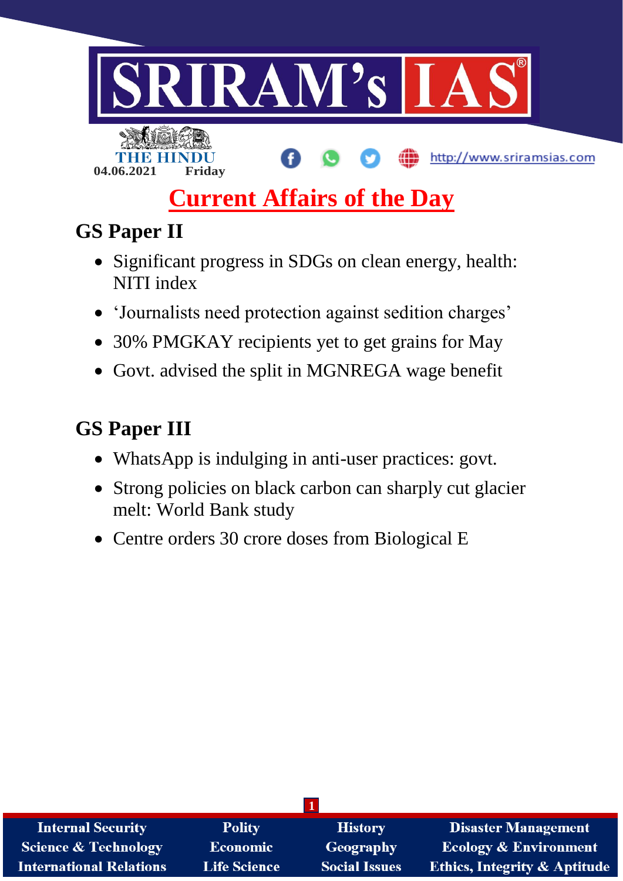THE HINDU
04.06.2021 Friday

http://www.sriramsias.com

# Current Affairs of the Day

## GS Paper II

- Significant progress in SDGs on clean energy, health: NITI index
- 'Journalists need protection against sedition charges'
- 30% PMGKAY recipients yet to get grains for May
- Govt. advised the split in MGNREGA wage benefit

## GS Paper III

- WhatsApp is indulging in anti-user practices: govt.
- Strong policies on black carbon can sharply cut glacier melt: World Bank study
- Centre orders 30 crore doses from Biological E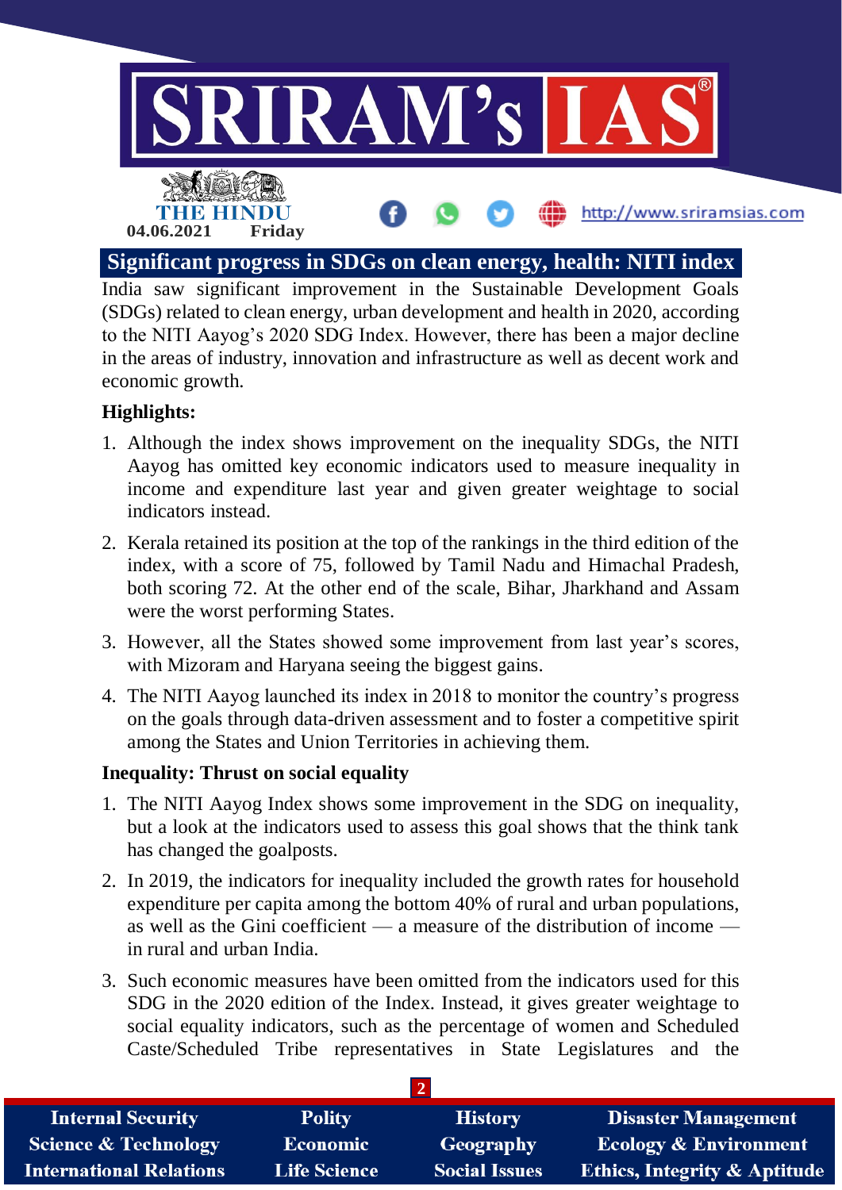## Significant progress in SDGs on clean energy, health: NITI index

India saw significant improvement in the Sustainable Development Goals (SDGs) related to clean energy, urban development and health in 2020, according to the NITI Aayog's 2020 SDG Index. However, there has been a major decline in the areas of industry, innovation and infrastructure as well as decent work and economic growth.

**Highlights:**

1. Although the index shows improvement on the inequality SDGs, the NITI Aayog has omitted key economic indicators used to measure inequality in income and expenditure last year and given greater weightage to social indicators instead.
2. Kerala retained its position at the top of the rankings in the third edition of the index, with a score of 75, followed by Tamil Nadu and Himachal Pradesh, both scoring 72. At the other end of the scale, Bihar, Jharkhand and Assam were the worst performing States.
3. However, all the States showed some improvement from last year's scores, with Mizoram and Haryana seeing the biggest gains.
4. The NITI Aayog launched its index in 2018 to monitor the country's progress on the goals through data-driven assessment and to foster a competitive spirit among the States and Union Territories in achieving them.

**Inequality: Thrust on social equality**

1. The NITI Aayog Index shows some improvement in the SDG on inequality, but a look at the indicators used to assess this goal shows that the think tank has changed the goalposts.
2. In 2019, the indicators for inequality included the growth rates for household expenditure per capita among the bottom 40% of rural and urban populations, as well as the Gini coefficient — a measure of the distribution of income — in rural and urban India.
3. Such economic measures have been omitted from the indicators used for this SDG in the 2020 edition of the Index. Instead, it gives greater weightage to social equality indicators, such as the percentage of women and Scheduled Caste/Scheduled Tribe representatives in State Legislatures and the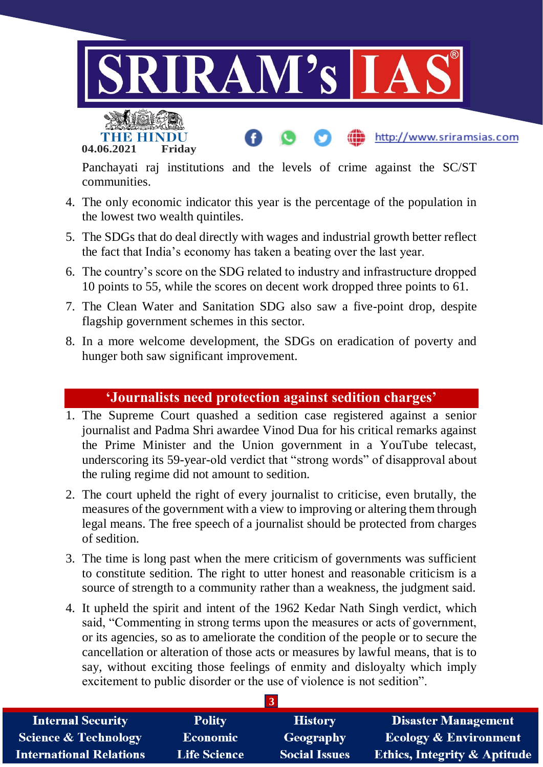Panchayati raj institutions and the levels of crime against the SC/ST communities.

4. The only economic indicator this year is the percentage of the population in the lowest two wealth quintiles.
5. The SDGs that do deal directly with wages and industrial growth better reflect the fact that India's economy has taken a beating over the last year.
6. The country's score on the SDG related to industry and infrastructure dropped 10 points to 55, while the scores on decent work dropped three points to 61.
7. The Clean Water and Sanitation SDG also saw a five-point drop, despite flagship government schemes in this sector.
8. In a more welcome development, the SDGs on eradication of poverty and hunger both saw significant improvement.

## 'Journalists need protection against sedition charges'

1. The Supreme Court quashed a sedition case registered against a senior journalist and Padma Shri awardee Vinod Dua for his critical remarks against the Prime Minister and the Union government in a YouTube telecast, underscoring its 59-year-old verdict that "strong words" of disapproval about the ruling regime did not amount to sedition.
2. The court upheld the right of every journalist to criticise, even brutally, the measures of the government with a view to improving or altering them through legal means. The free speech of a journalist should be protected from charges of sedition.
3. The time is long past when the mere criticism of governments was sufficient to constitute sedition. The right to utter honest and reasonable criticism is a source of strength to a community rather than a weakness, the judgment said.
4. It upheld the spirit and intent of the 1962 Kedar Nath Singh verdict, which said, "Commenting in strong terms upon the measures or acts of government, or its agencies, so as to ameliorate the condition of the people or to secure the cancellation or alteration of those acts or measures by lawful means, that is to say, without exciting those feelings of enmity and disloyalty which imply excitement to public disorder or the use of violence is not sedition".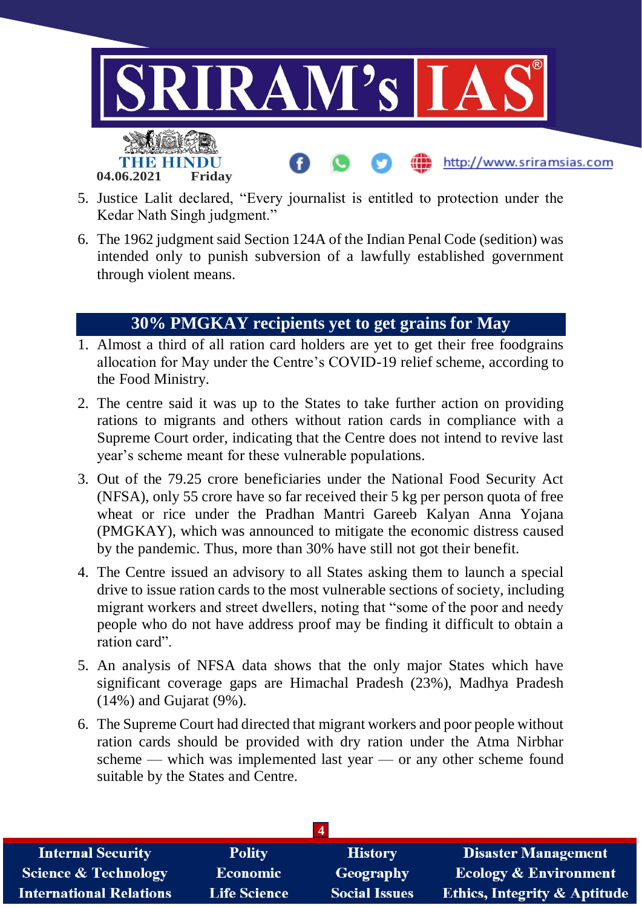5. Justice Lalit declared, “Every journalist is entitled to protection under the Kedar Nath Singh judgment.”
6. The 1962 judgment said Section 124A of the Indian Penal Code (sedition) was intended only to punish subversion of a lawfully established government through violent means.

## 30% PMGKAY recipients yet to get grains for May

1. Almost a third of all ration card holders are yet to get their free foodgrains allocation for May under the Centre’s COVID-19 relief scheme, according to the Food Ministry.
2. The centre said it was up to the States to take further action on providing rations to migrants and others without ration cards in compliance with a Supreme Court order, indicating that the Centre does not intend to revive last year’s scheme meant for these vulnerable populations.
3. Out of the 79.25 crore beneficiaries under the National Food Security Act (NFSA), only 55 crore have so far received their 5 kg per person quota of free wheat or rice under the Pradhan Mantri Gareeb Kalyan Anna Yojana (PMGKAY), which was announced to mitigate the economic distress caused by the pandemic. Thus, more than 30% have still not got their benefit.
4. The Centre issued an advisory to all States asking them to launch a special drive to issue ration cards to the most vulnerable sections of society, including migrant workers and street dwellers, noting that “some of the poor and needy people who do not have address proof may be finding it difficult to obtain a ration card”.
5. An analysis of NFSA data shows that the only major States which have significant coverage gaps are Himachal Pradesh (23%), Madhya Pradesh (14%) and Gujarat (9%).
6. The Supreme Court had directed that migrant workers and poor people without ration cards should be provided with dry ration under the Atma Nirbhar scheme — which was implemented last year — or any other scheme found suitable by the States and Centre.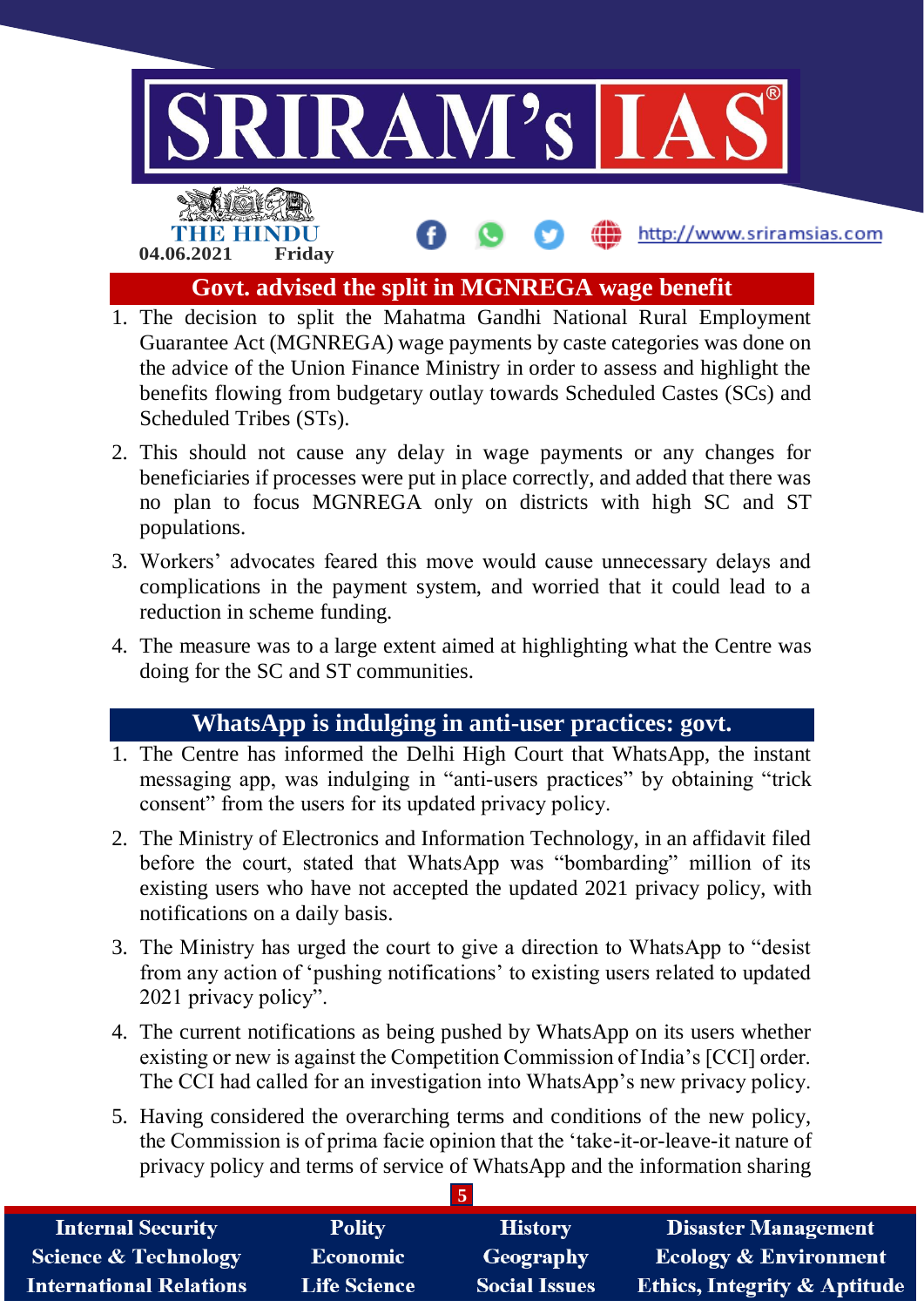## Govt. advised the split in MGNREGA wage benefit

1. The decision to split the Mahatma Gandhi National Rural Employment Guarantee Act (MGNREGA) wage payments by caste categories was done on the advice of the Union Finance Ministry in order to assess and highlight the benefits flowing from budgetary outlay towards Scheduled Castes (SCs) and Scheduled Tribes (STs).
2. This should not cause any delay in wage payments or any changes for beneficiaries if processes were put in place correctly, and added that there was no plan to focus MGNREGA only on districts with high SC and ST populations.
3. Workers' advocates feared this move would cause unnecessary delays and complications in the payment system, and worried that it could lead to a reduction in scheme funding.
4. The measure was to a large extent aimed at highlighting what the Centre was doing for the SC and ST communities.

## WhatsApp is indulging in anti-user practices: govt.

1. The Centre has informed the Delhi High Court that WhatsApp, the instant messaging app, was indulging in "anti-users practices" by obtaining "trick consent" from the users for its updated privacy policy.
2. The Ministry of Electronics and Information Technology, in an affidavit filed before the court, stated that WhatsApp was "bombarding" million of its existing users who have not accepted the updated 2021 privacy policy, with notifications on a daily basis.
3. The Ministry has urged the court to give a direction to WhatsApp to "desist from any action of 'pushing notifications' to existing users related to updated 2021 privacy policy".
4. The current notifications as being pushed by WhatsApp on its users whether existing or new is against the Competition Commission of India's [CCI] order. The CCI had called for an investigation into WhatsApp's new privacy policy.
5. Having considered the overarching terms and conditions of the new policy, the Commission is of prima facie opinion that the 'take-it-or-leave-it nature of privacy policy and terms of service of WhatsApp and the information sharing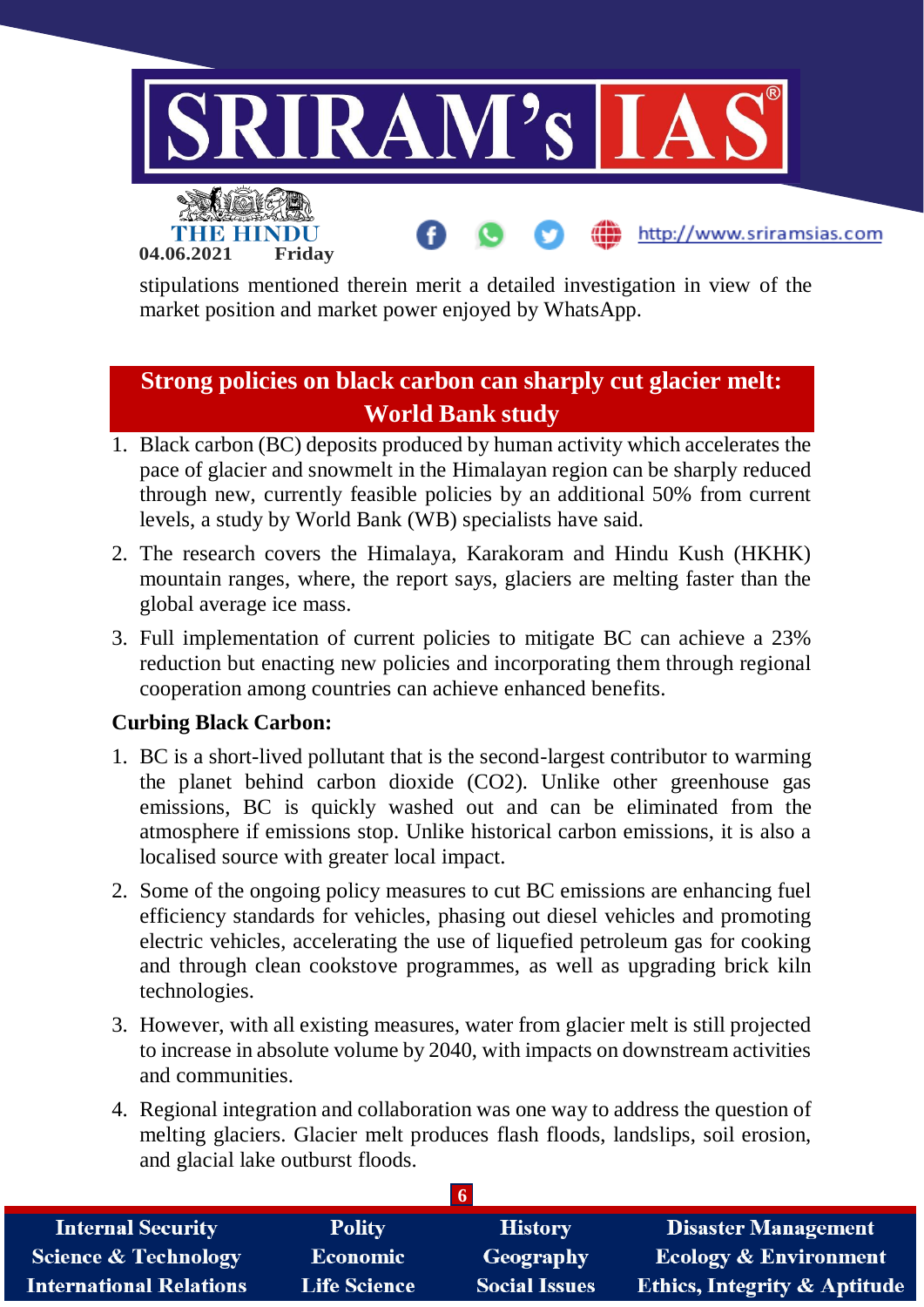stipulations mentioned therein merit a detailed investigation in view of the market position and market power enjoyed by WhatsApp.

## Strong policies on black carbon can sharply cut glacier melt: World Bank study

1. Black carbon (BC) deposits produced by human activity which accelerates the pace of glacier and snowmelt in the Himalayan region can be sharply reduced through new, currently feasible policies by an additional 50% from current levels, a study by World Bank (WB) specialists have said.
2. The research covers the Himalaya, Karakoram and Hindu Kush (HKHK) mountain ranges, where, the report says, glaciers are melting faster than the global average ice mass.
3. Full implementation of current policies to mitigate BC can achieve a 23% reduction but enacting new policies and incorporating them through regional cooperation among countries can achieve enhanced benefits.

**Curbing Black Carbon:**

1. BC is a short-lived pollutant that is the second-largest contributor to warming the planet behind carbon dioxide ($CO_2$). Unlike other greenhouse gas emissions, BC is quickly washed out and can be eliminated from the atmosphere if emissions stop. Unlike historical carbon emissions, it is also a localised source with greater local impact.
2. Some of the ongoing policy measures to cut BC emissions are enhancing fuel efficiency standards for vehicles, phasing out diesel vehicles and promoting electric vehicles, accelerating the use of liquefied petroleum gas for cooking and through clean cookstove programmes, as well as upgrading brick kiln technologies.
3. However, with all existing measures, water from glacier melt is still projected to increase in absolute volume by 2040, with impacts on downstream activities and communities.
4. Regional integration and collaboration was one way to address the question of melting glaciers. Glacier melt produces flash floods, landslips, soil erosion, and glacial lake outburst floods.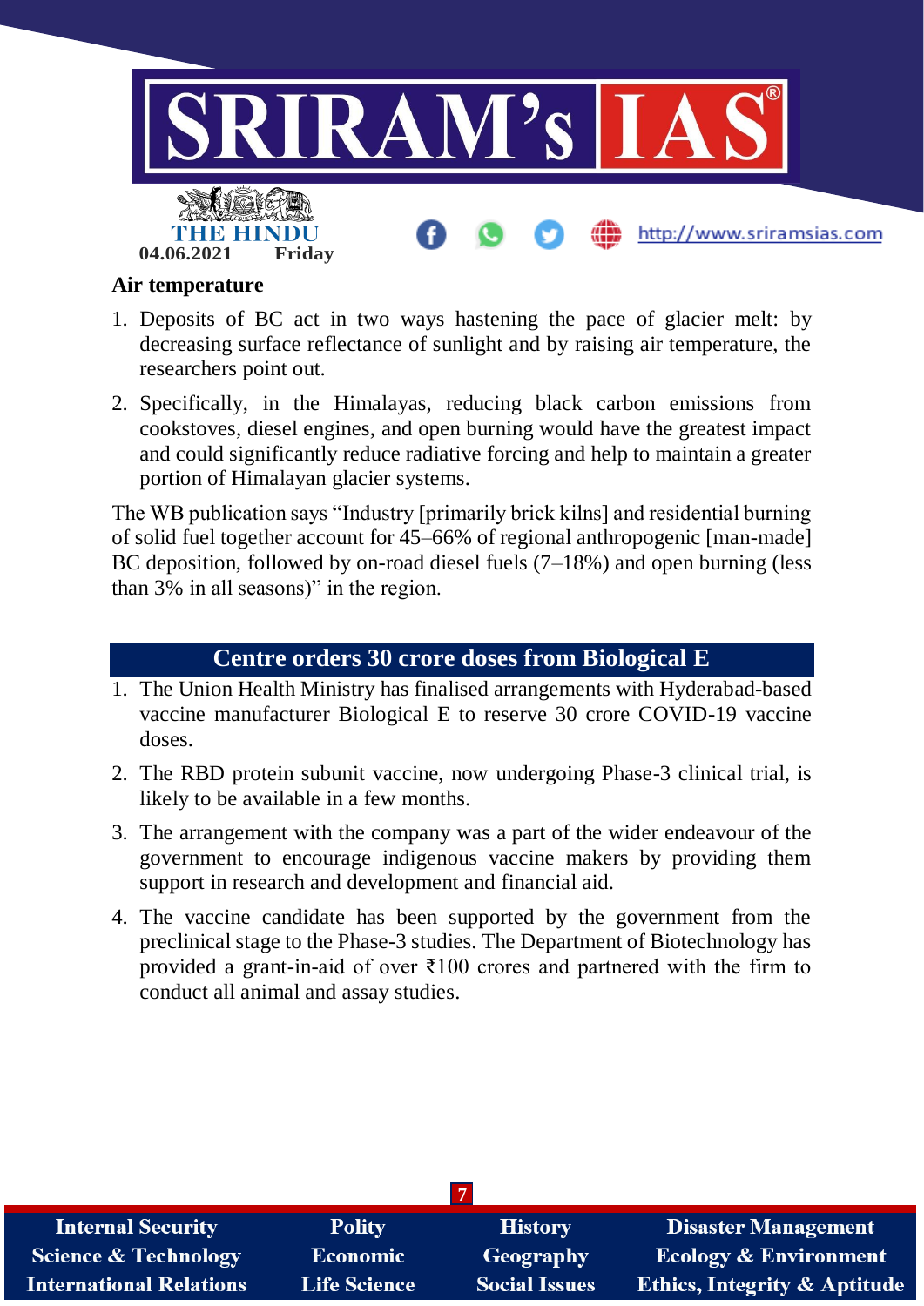### Air temperature

1. Deposits of BC act in two ways hastening the pace of glacier melt: by decreasing surface reflectance of sunlight and by raising air temperature, the researchers point out.
2. Specifically, in the Himalayas, reducing black carbon emissions from cookstoves, diesel engines, and open burning would have the greatest impact and could significantly reduce radiative forcing and help to maintain a greater portion of Himalayan glacier systems.

The WB publication says "Industry [primarily brick kilns] and residential burning of solid fuel together account for 45–66% of regional anthropogenic [man-made] BC deposition, followed by on-road diesel fuels (7–18%) and open burning (less than 3% in all seasons)" in the region.

## Centre orders 30 crore doses from Biological E

1. The Union Health Ministry has finalised arrangements with Hyderabad-based vaccine manufacturer Biological E to reserve 30 crore COVID-19 vaccine doses.
2. The RBD protein subunit vaccine, now undergoing Phase-3 clinical trial, is likely to be available in a few months.
3. The arrangement with the company was a part of the wider endeavour of the government to encourage indigenous vaccine makers by providing them support in research and development and financial aid.
4. The vaccine candidate has been supported by the government from the preclinical stage to the Phase-3 studies. The Department of Biotechnology has provided a grant-in-aid of over ₹100 crores and partnered with the firm to conduct all animal and assay studies.